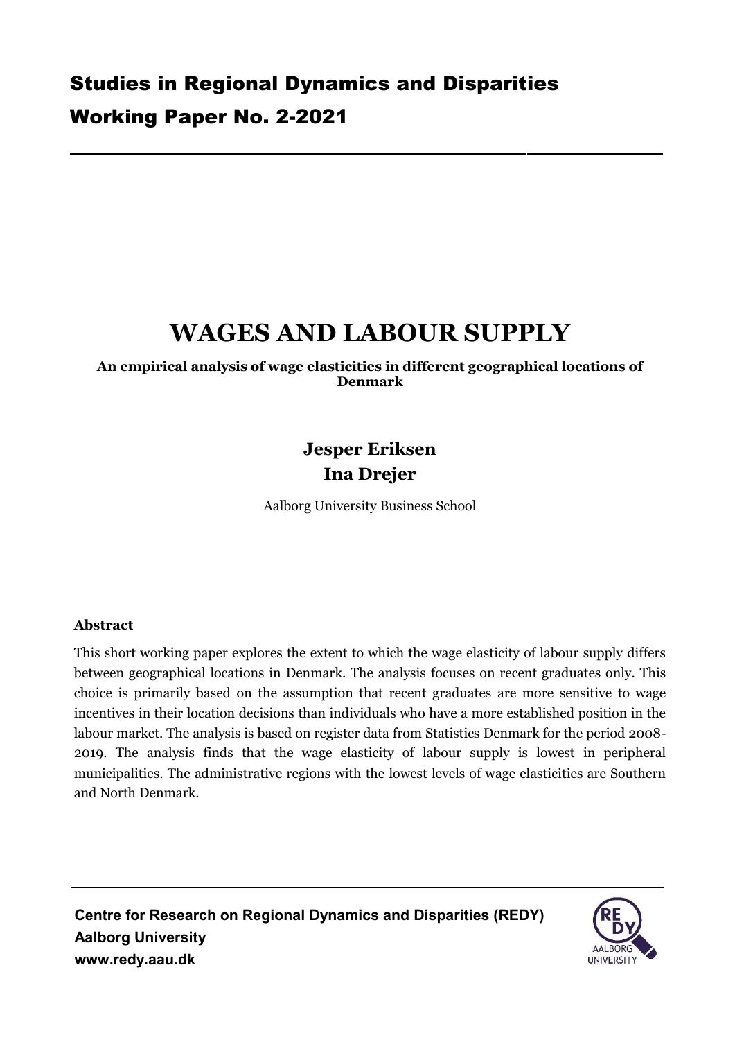# Studies in Regional Dynamics and Disparities

# Working Paper No. 2-2021

# WAGES AND LABOUR SUPPLY

**An empirical analysis of wage elasticities in different geographical locations of Denmark**

**Jesper Eriksen**

**Ina Drejer**

Aalborg University Business School

**Abstract**

This short working paper explores the extent to which the wage elasticity of labour supply differs between geographical locations in Denmark. The analysis focuses on recent graduates only. This choice is primarily based on the assumption that recent graduates are more sensitive to wage incentives in their location decisions than individuals who have a more established position in the labour market. The analysis is based on register data from Statistics Denmark for the period 2008-2019. The analysis finds that the wage elasticity of labour supply is lowest in peripheral municipalities. The administrative regions with the lowest levels of wage elasticities are Southern and North Denmark.

**Centre for Research on Regional Dynamics and Disparities (REDY)**
**Aalborg University**
**www.redy.aau.dk**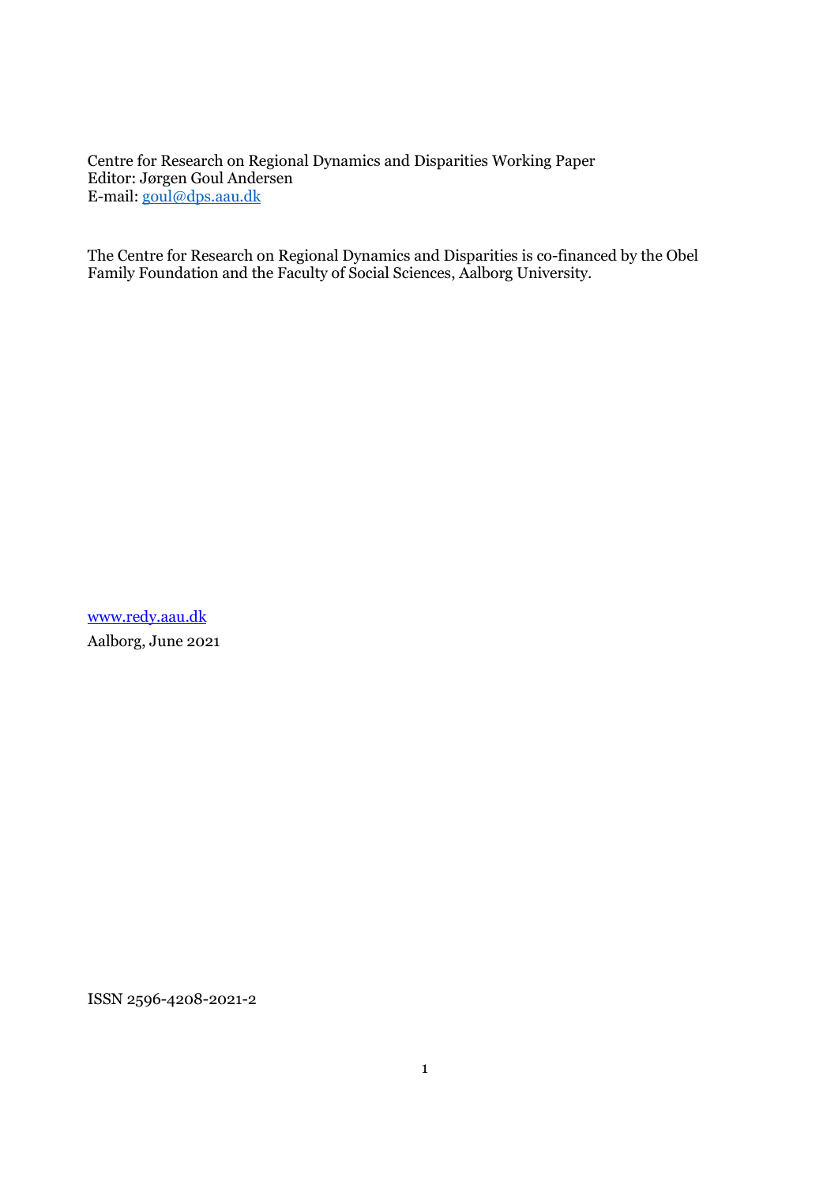Centre for Research on Regional Dynamics and Disparities Working Paper
Editor: Jørgen Goul Andersen
E-mail: goul@dps.aau.dk

The Centre for Research on Regional Dynamics and Disparities is co-financed by the Obel Family Foundation and the Faculty of Social Sciences, Aalborg University.

www.redy.aau.dk
Aalborg, June 2021

ISSN 2596-4208-2021-2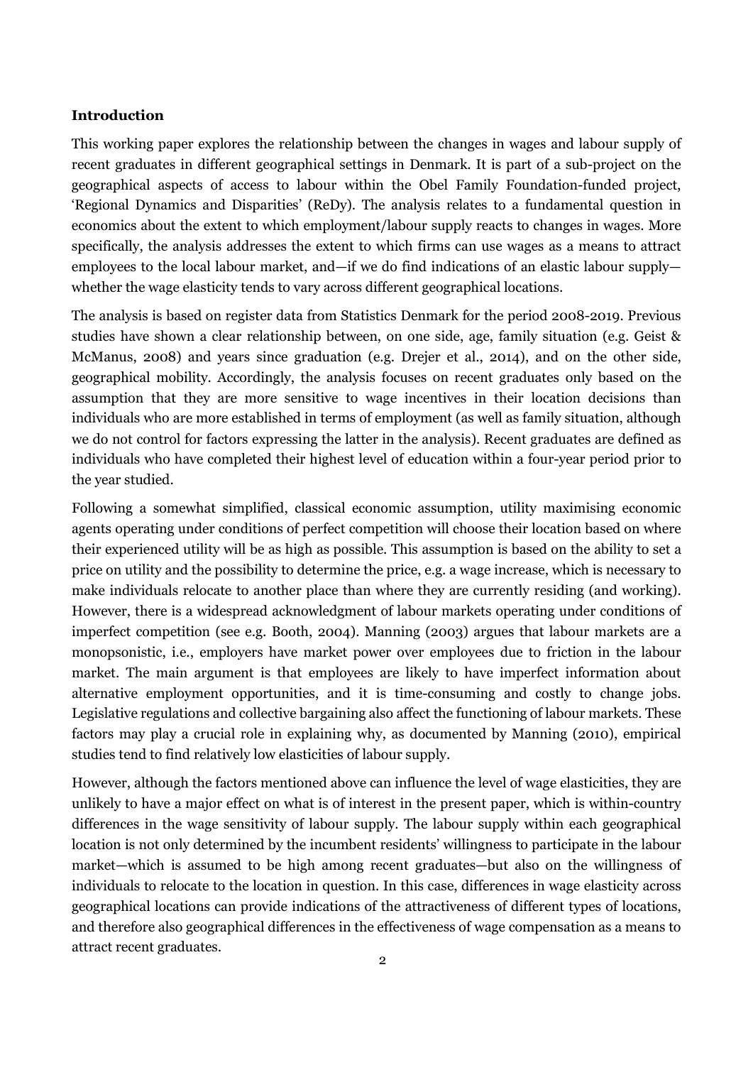## Introduction

This working paper explores the relationship between the changes in wages and labour supply of recent graduates in different geographical settings in Denmark. It is part of a sub-project on the geographical aspects of access to labour within the Obel Family Foundation-funded project, 'Regional Dynamics and Disparities' (ReDy). The analysis relates to a fundamental question in economics about the extent to which employment/labour supply reacts to changes in wages. More specifically, the analysis addresses the extent to which firms can use wages as a means to attract employees to the local labour market, and—if we do find indications of an elastic labour supply—whether the wage elasticity tends to vary across different geographical locations.

The analysis is based on register data from Statistics Denmark for the period 2008-2019. Previous studies have shown a clear relationship between, on one side, age, family situation (e.g. Geist & McManus, 2008) and years since graduation (e.g. Drejer et al., 2014), and on the other side, geographical mobility. Accordingly, the analysis focuses on recent graduates only based on the assumption that they are more sensitive to wage incentives in their location decisions than individuals who are more established in terms of employment (as well as family situation, although we do not control for factors expressing the latter in the analysis). Recent graduates are defined as individuals who have completed their highest level of education within a four-year period prior to the year studied.

Following a somewhat simplified, classical economic assumption, utility maximising economic agents operating under conditions of perfect competition will choose their location based on where their experienced utility will be as high as possible. This assumption is based on the ability to set a price on utility and the possibility to determine the price, e.g. a wage increase, which is necessary to make individuals relocate to another place than where they are currently residing (and working). However, there is a widespread acknowledgment of labour markets operating under conditions of imperfect competition (see e.g. Booth, 2004). Manning (2003) argues that labour markets are a monopsonistic, i.e., employers have market power over employees due to friction in the labour market. The main argument is that employees are likely to have imperfect information about alternative employment opportunities, and it is time-consuming and costly to change jobs. Legislative regulations and collective bargaining also affect the functioning of labour markets. These factors may play a crucial role in explaining why, as documented by Manning (2010), empirical studies tend to find relatively low elasticities of labour supply.

However, although the factors mentioned above can influence the level of wage elasticities, they are unlikely to have a major effect on what is of interest in the present paper, which is within-country differences in the wage sensitivity of labour supply. The labour supply within each geographical location is not only determined by the incumbent residents' willingness to participate in the labour market—which is assumed to be high among recent graduates—but also on the willingness of individuals to relocate to the location in question. In this case, differences in wage elasticity across geographical locations can provide indications of the attractiveness of different types of locations, and therefore also geographical differences in the effectiveness of wage compensation as a means to attract recent graduates.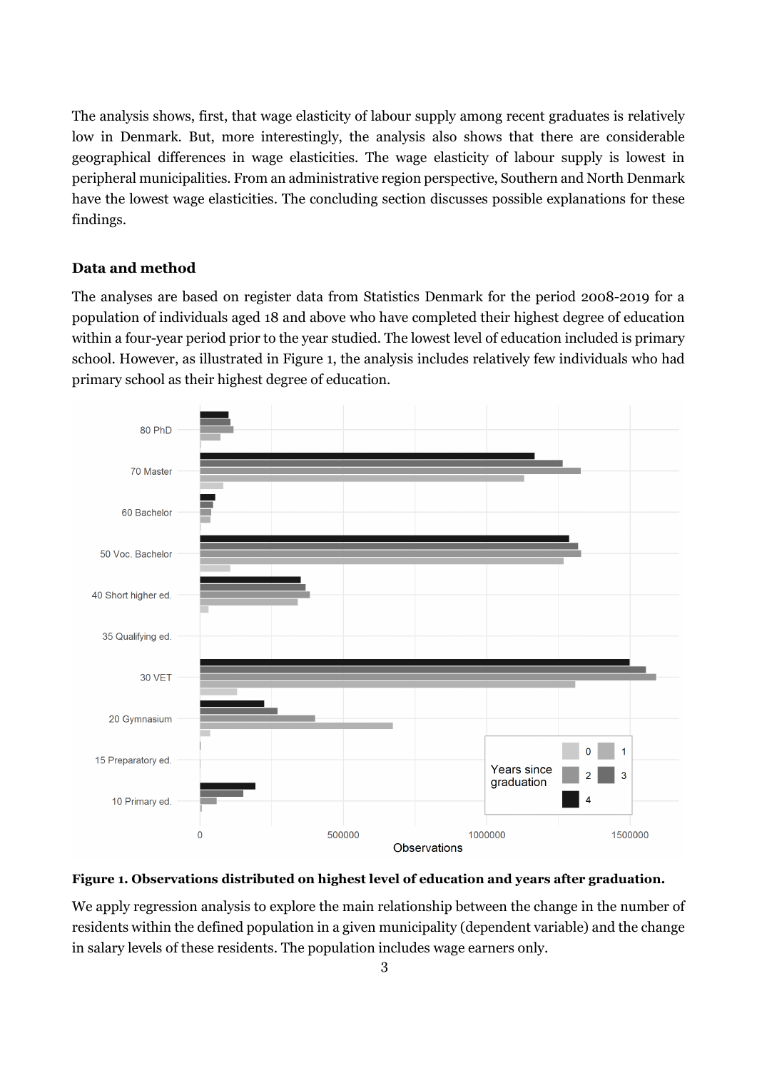The analysis shows, first, that wage elasticity of labour supply among recent graduates is relatively low in Denmark. But, more interestingly, the analysis also shows that there are considerable geographical differences in wage elasticities. The wage elasticity of labour supply is lowest in peripheral municipalities. From an administrative region perspective, Southern and North Denmark have the lowest wage elasticities. The concluding section discusses possible explanations for these findings.

## Data and method

The analyses are based on register data from Statistics Denmark for the period 2008-2019 for a population of individuals aged 18 and above who have completed their highest degree of education within a four-year period prior to the year studied. The lowest level of education included is primary school. However, as illustrated in Figure 1, the analysis includes relatively few individuals who had primary school as their highest degree of education.

**Figure 1. Observations distributed on highest level of education and years after graduation.**

We apply regression analysis to explore the main relationship between the change in the number of residents within the defined population in a given municipality (dependent variable) and the change in salary levels of these residents. The population includes wage earners only.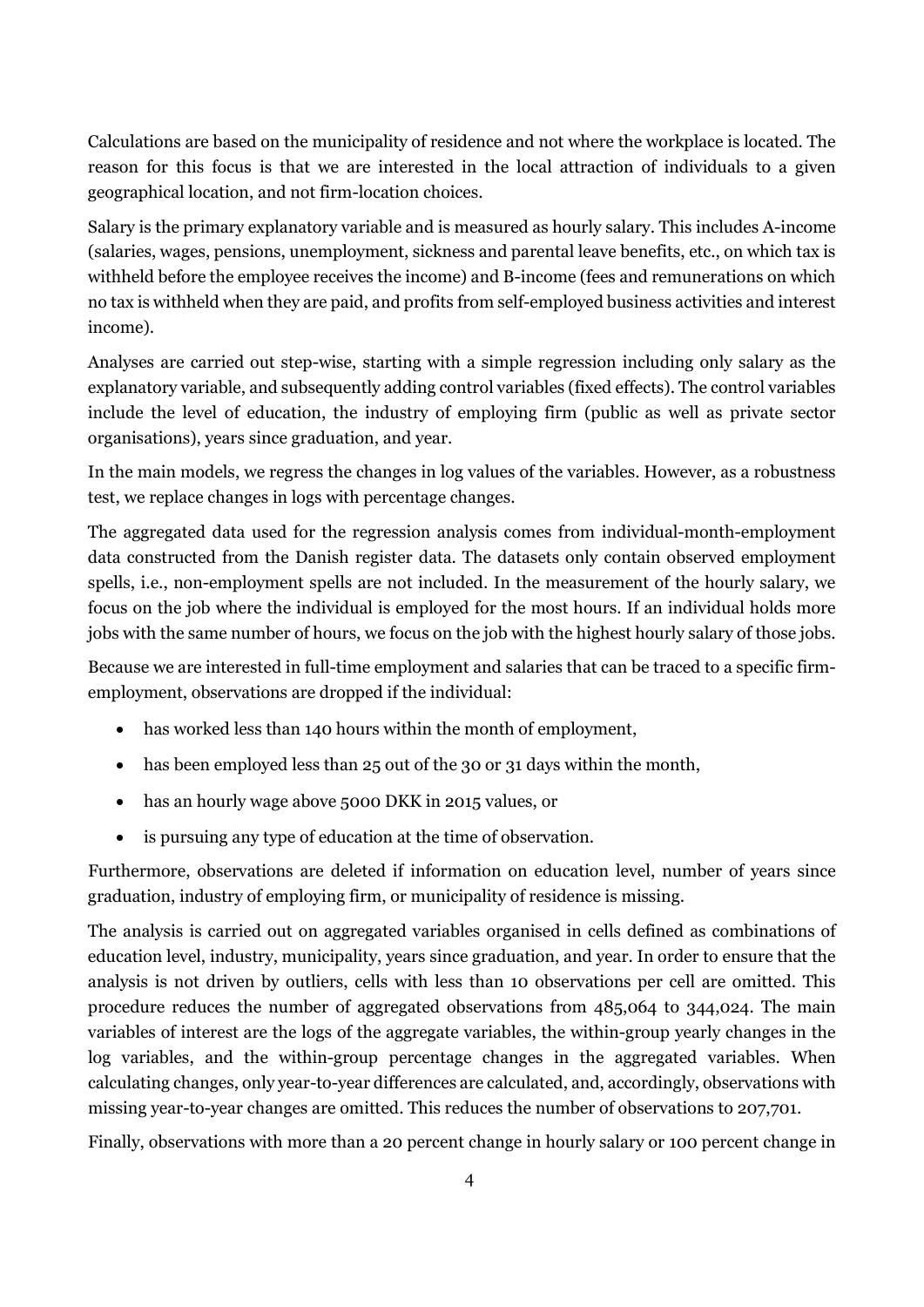Calculations are based on the municipality of residence and not where the workplace is located. The reason for this focus is that we are interested in the local attraction of individuals to a given geographical location, and not firm-location choices.

Salary is the primary explanatory variable and is measured as hourly salary. This includes A-income (salaries, wages, pensions, unemployment, sickness and parental leave benefits, etc., on which tax is withheld before the employee receives the income) and B-income (fees and remunerations on which no tax is withheld when they are paid, and profits from self-employed business activities and interest income).

Analyses are carried out step-wise, starting with a simple regression including only salary as the explanatory variable, and subsequently adding control variables (fixed effects). The control variables include the level of education, the industry of employing firm (public as well as private sector organisations), years since graduation, and year.

In the main models, we regress the changes in log values of the variables. However, as a robustness test, we replace changes in logs with percentage changes.

The aggregated data used for the regression analysis comes from individual-month-employment data constructed from the Danish register data. The datasets only contain observed employment spells, i.e., non-employment spells are not included. In the measurement of the hourly salary, we focus on the job where the individual is employed for the most hours. If an individual holds more jobs with the same number of hours, we focus on the job with the highest hourly salary of those jobs.

Because we are interested in full-time employment and salaries that can be traced to a specific firm-employment, observations are dropped if the individual:

- has worked less than 140 hours within the month of employment,
- has been employed less than 25 out of the 30 or 31 days within the month,
- has an hourly wage above 5000 DKK in 2015 values, or
- is pursuing any type of education at the time of observation.

Furthermore, observations are deleted if information on education level, number of years since graduation, industry of employing firm, or municipality of residence is missing.

The analysis is carried out on aggregated variables organised in cells defined as combinations of education level, industry, municipality, years since graduation, and year. In order to ensure that the analysis is not driven by outliers, cells with less than 10 observations per cell are omitted. This procedure reduces the number of aggregated observations from 485,064 to 344,024. The main variables of interest are the logs of the aggregate variables, the within-group yearly changes in the log variables, and the within-group percentage changes in the aggregated variables. When calculating changes, only year-to-year differences are calculated, and, accordingly, observations with missing year-to-year changes are omitted. This reduces the number of observations to 207,701.

Finally, observations with more than a 20 percent change in hourly salary or 100 percent change in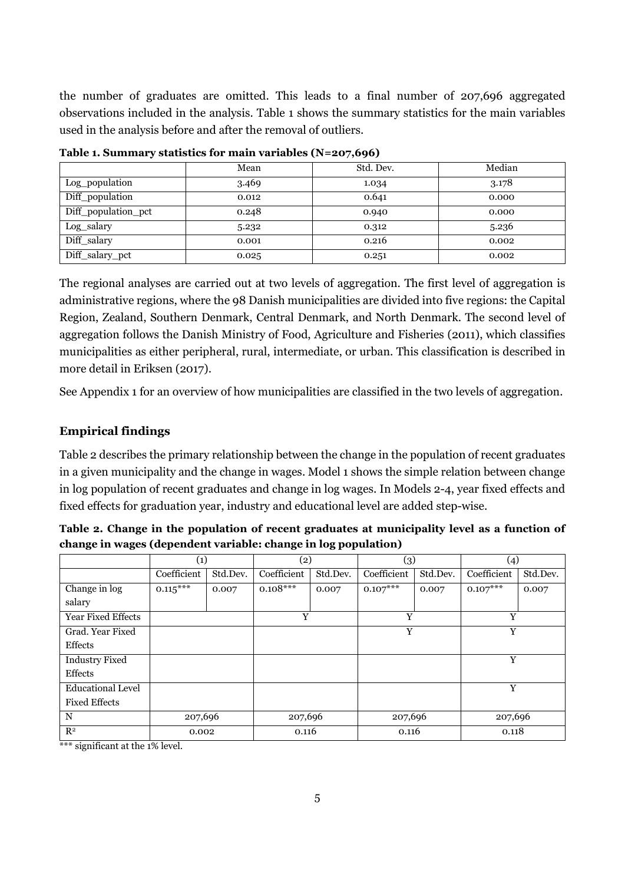the number of graduates are omitted. This leads to a final number of 207,696 aggregated observations included in the analysis. Table 1 shows the summary statistics for the main variables used in the analysis before and after the removal of outliers.

**Table 1. Summary statistics for main variables (N=207,696)**

| | Mean | Std. Dev. | Median |
|---|---|---|---|
| Log_population | 3.469 | 1.034 | 3.178 |
| Diff_population | 0.012 | 0.641 | 0.000 |
| Diff_population_pct | 0.248 | 0.940 | 0.000 |
| Log_salary | 5.232 | 0.312 | 5.236 |
| Diff_salary | 0.001 | 0.216 | 0.002 |
| Diff_salary_pct | 0.025 | 0.251 | 0.002 |

The regional analyses are carried out at two levels of aggregation. The first level of aggregation is administrative regions, where the 98 Danish municipalities are divided into five regions: the Capital Region, Zealand, Southern Denmark, Central Denmark, and North Denmark. The second level of aggregation follows the Danish Ministry of Food, Agriculture and Fisheries (2011), which classifies municipalities as either peripheral, rural, intermediate, or urban. This classification is described in more detail in Eriksen (2017).

See Appendix 1 for an overview of how municipalities are classified in the two levels of aggregation.

## Empirical findings

Table 2 describes the primary relationship between the change in the population of recent graduates in a given municipality and the change in wages. Model 1 shows the simple relation between change in log population of recent graduates and change in log wages. In Models 2-4, year fixed effects and fixed effects for graduation year, industry and educational level are added step-wise.

**Table 2. Change in the population of recent graduates at municipality level as a function of change in wages (dependent variable: change in log population)**

| | (1) | | (2) | | (3) | | (4) | |
|---|---|---|---|---|---|---|---|---|
| | Coefficient | Std.Dev. | Coefficient | Std.Dev. | Coefficient | Std.Dev. | Coefficient | Std.Dev. |
| Change in log salary | 0.115*** | 0.007 | 0.108*** | 0.007 | 0.107*** | 0.007 | 0.107*** | 0.007 |
| Year Fixed Effects | | | Y | | Y | | Y | |
| Grad. Year Fixed Effects | | | | | Y | | Y | |
| Industry Fixed Effects | | | | | | | Y | |
| Educational Level Fixed Effects | | | | | | | Y | |
| N | 207,696 | | 207,696 | | 207,696 | | 207,696 | |
| $R^2$ | 0.002 | | 0.116 | | 0.116 | | 0.118 | |

*** significant at the 1% level.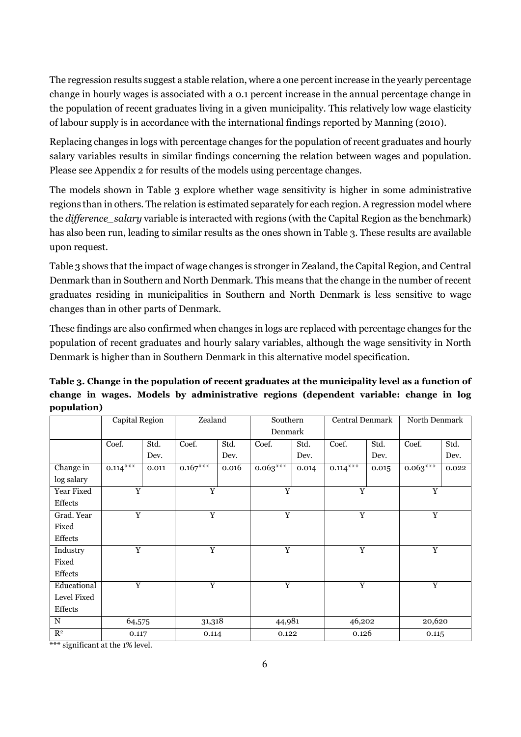The regression results suggest a stable relation, where a one percent increase in the yearly percentage change in hourly wages is associated with a 0.1 percent increase in the annual percentage change in the population of recent graduates living in a given municipality. This relatively low wage elasticity of labour supply is in accordance with the international findings reported by Manning (2010).

Replacing changes in logs with percentage changes for the population of recent graduates and hourly salary variables results in similar findings concerning the relation between wages and population. Please see Appendix 2 for results of the models using percentage changes.

The models shown in Table 3 explore whether wage sensitivity is higher in some administrative regions than in others. The relation is estimated separately for each region. A regression model where the *difference_salary* variable is interacted with regions (with the Capital Region as the benchmark) has also been run, leading to similar results as the ones shown in Table 3. These results are available upon request.

Table 3 shows that the impact of wage changes is stronger in Zealand, the Capital Region, and Central Denmark than in Southern and North Denmark. This means that the change in the number of recent graduates residing in municipalities in Southern and North Denmark is less sensitive to wage changes than in other parts of Denmark.

These findings are also confirmed when changes in logs are replaced with percentage changes for the population of recent graduates and hourly salary variables, although the wage sensitivity in North Denmark is higher than in Southern Denmark in this alternative model specification.

**Table 3. Change in the population of recent graduates at the municipality level as a function of change in wages. Models by administrative regions (dependent variable: change in log population)**

| | Capital Region | | Zealand | | Southern Denmark | | Central Denmark | | North Denmark | |
|---|---|---|---|---|---|---|---|---|---|---|
| | Coef. | Std. Dev. | Coef. | Std. Dev. | Coef. | Std. Dev. | Coef. | Std. Dev. | Coef. | Std. Dev. |
| Change in log salary | 0.114*** | 0.011 | 0.167*** | 0.016 | 0.063*** | 0.014 | 0.114*** | 0.015 | 0.063*** | 0.022 |
| Year Fixed Effects | Y | | Y | | Y | | Y | | Y | |
| Grad. Year Fixed Effects | Y | | Y | | Y | | Y | | Y | |
| Industry Fixed Effects | Y | | Y | | Y | | Y | | Y | |
| Educational Level Fixed Effects | Y | | Y | | Y | | Y | | Y | |
| N | 64,575 | | 31,318 | | 44,981 | | 46,202 | | 20,620 | |
| $R^2$ | 0.117 | | 0.114 | | 0.122 | | 0.126 | | 0.115 | |

*** significant at the 1% level.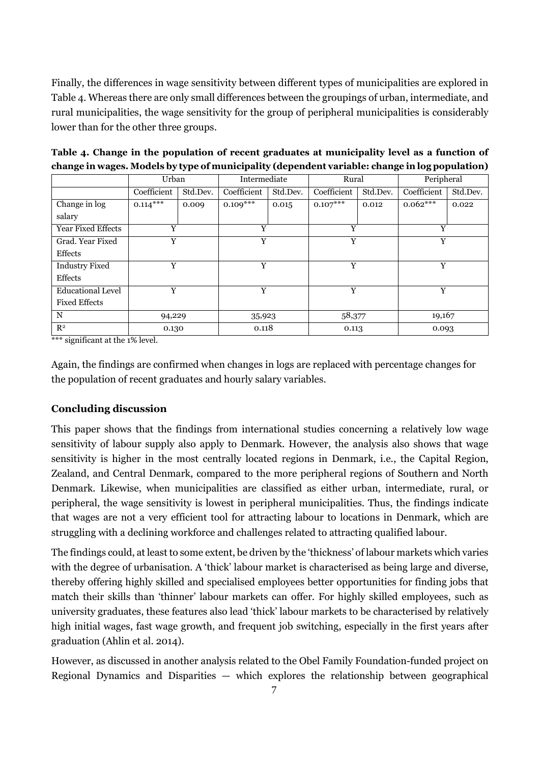Finally, the differences in wage sensitivity between different types of municipalities are explored in Table 4. Whereas there are only small differences between the groupings of urban, intermediate, and rural municipalities, the wage sensitivity for the group of peripheral municipalities is considerably lower than for the other three groups.

**Table 4. Change in the population of recent graduates at municipality level as a function of change in wages. Models by type of municipality (dependent variable: change in log population)**

| | Urban | | Intermediate | | Rural | | Peripheral | |
|---|---|---|---|---|---|---|---|---|
| | Coefficient | Std.Dev. | Coefficient | Std.Dev. | Coefficient | Std.Dev. | Coefficient | Std.Dev. |
| Change in log salary | 0.114*** | 0.009 | 0.109*** | 0.015 | 0.107*** | 0.012 | 0.062*** | 0.022 |
| Year Fixed Effects | Y | | Y | | Y | | Y | |
| Grad. Year Fixed Effects | Y | | Y | | Y | | Y | |
| Industry Fixed Effects | Y | | Y | | Y | | Y | |
| Educational Level Fixed Effects | Y | | Y | | Y | | Y | |
| N | 94,229 | | 35,923 | | 58,377 | | 19,167 | |
| $R^2$ | 0.130 | | 0.118 | | 0.113 | | 0.093 | |

*** significant at the 1% level.

Again, the findings are confirmed when changes in logs are replaced with percentage changes for the population of recent graduates and hourly salary variables.

## Concluding discussion

This paper shows that the findings from international studies concerning a relatively low wage sensitivity of labour supply also apply to Denmark. However, the analysis also shows that wage sensitivity is higher in the most centrally located regions in Denmark, i.e., the Capital Region, Zealand, and Central Denmark, compared to the more peripheral regions of Southern and North Denmark. Likewise, when municipalities are classified as either urban, intermediate, rural, or peripheral, the wage sensitivity is lowest in peripheral municipalities. Thus, the findings indicate that wages are not a very efficient tool for attracting labour to locations in Denmark, which are struggling with a declining workforce and challenges related to attracting qualified labour.

The findings could, at least to some extent, be driven by the 'thickness' of labour markets which varies with the degree of urbanisation. A 'thick' labour market is characterised as being large and diverse, thereby offering highly skilled and specialised employees better opportunities for finding jobs that match their skills than 'thinner' labour markets can offer. For highly skilled employees, such as university graduates, these features also lead 'thick' labour markets to be characterised by relatively high initial wages, fast wage growth, and frequent job switching, especially in the first years after graduation (Ahlin et al. 2014).

However, as discussed in another analysis related to the Obel Family Foundation-funded project on Regional Dynamics and Disparities — which explores the relationship between geographical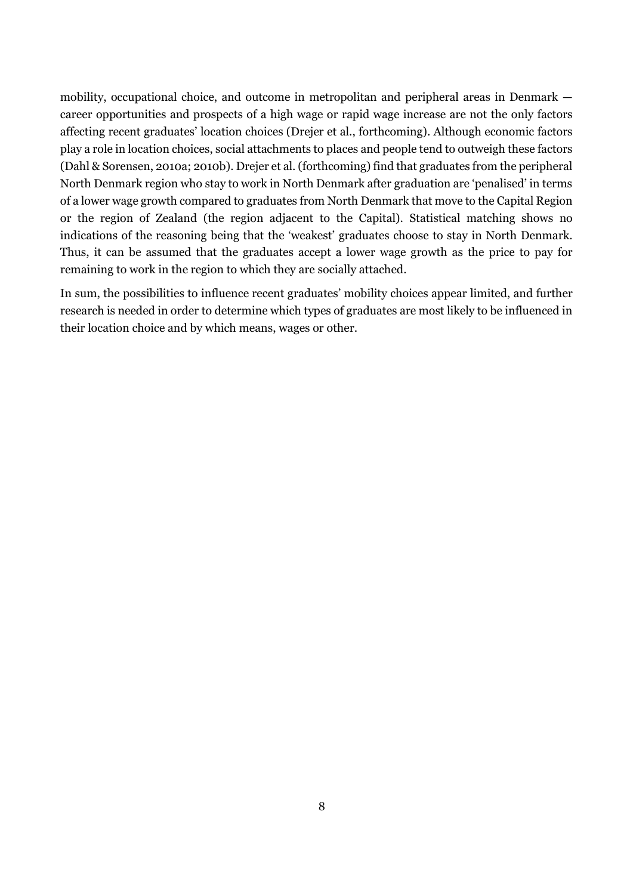mobility, occupational choice, and outcome in metropolitan and peripheral areas in Denmark — career opportunities and prospects of a high wage or rapid wage increase are not the only factors affecting recent graduates' location choices (Drejer et al., forthcoming). Although economic factors play a role in location choices, social attachments to places and people tend to outweigh these factors (Dahl & Sorensen, 2010a; 2010b). Drejer et al. (forthcoming) find that graduates from the peripheral North Denmark region who stay to work in North Denmark after graduation are 'penalised' in terms of a lower wage growth compared to graduates from North Denmark that move to the Capital Region or the region of Zealand (the region adjacent to the Capital). Statistical matching shows no indications of the reasoning being that the 'weakest' graduates choose to stay in North Denmark. Thus, it can be assumed that the graduates accept a lower wage growth as the price to pay for remaining to work in the region to which they are socially attached.

In sum, the possibilities to influence recent graduates' mobility choices appear limited, and further research is needed in order to determine which types of graduates are most likely to be influenced in their location choice and by which means, wages or other.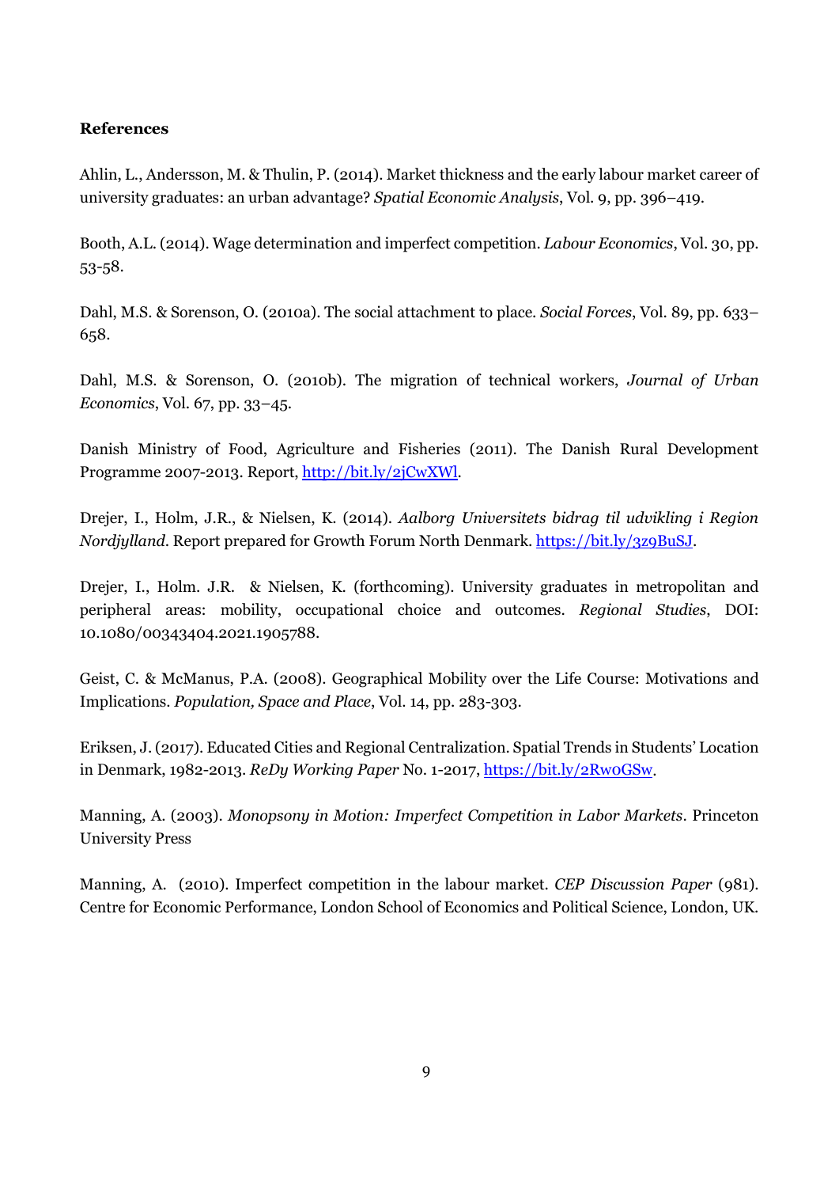**References**

Ahlin, L., Andersson, M. & Thulin, P. (2014). Market thickness and the early labour market career of university graduates: an urban advantage? *Spatial Economic Analysis*, Vol. 9, pp. 396–419.

Booth, A.L. (2014). Wage determination and imperfect competition. *Labour Economics*, Vol. 30, pp. 53-58.

Dahl, M.S. & Sorenson, O. (2010a). The social attachment to place. *Social Forces*, Vol. 89, pp. 633–658.

Dahl, M.S. & Sorenson, O. (2010b). The migration of technical workers, *Journal of Urban Economics*, Vol. 67, pp. 33–45.

Danish Ministry of Food, Agriculture and Fisheries (2011). The Danish Rural Development Programme 2007-2013. Report, http://bit.ly/2jCwXWl.

Drejer, I., Holm, J.R., & Nielsen, K. (2014). *Aalborg Universitets bidrag til udvikling i Region Nordjylland*. Report prepared for Growth Forum North Denmark. https://bit.ly/3z9BuSJ.

Drejer, I., Holm. J.R. & Nielsen, K. (forthcoming). University graduates in metropolitan and peripheral areas: mobility, occupational choice and outcomes. *Regional Studies*, DOI: 10.1080/00343404.2021.1905788.

Geist, C. & McManus, P.A. (2008). Geographical Mobility over the Life Course: Motivations and Implications. *Population, Space and Place*, Vol. 14, pp. 283-303.

Eriksen, J. (2017). Educated Cities and Regional Centralization. Spatial Trends in Students' Location in Denmark, 1982-2013. *ReDy Working Paper* No. 1-2017, https://bit.ly/2Rw0GSw.

Manning, A. (2003). *Monopsony in Motion: Imperfect Competition in Labor Markets*. Princeton University Press

Manning, A. (2010). Imperfect competition in the labour market. *CEP Discussion Paper* (981). Centre for Economic Performance, London School of Economics and Political Science, London, UK.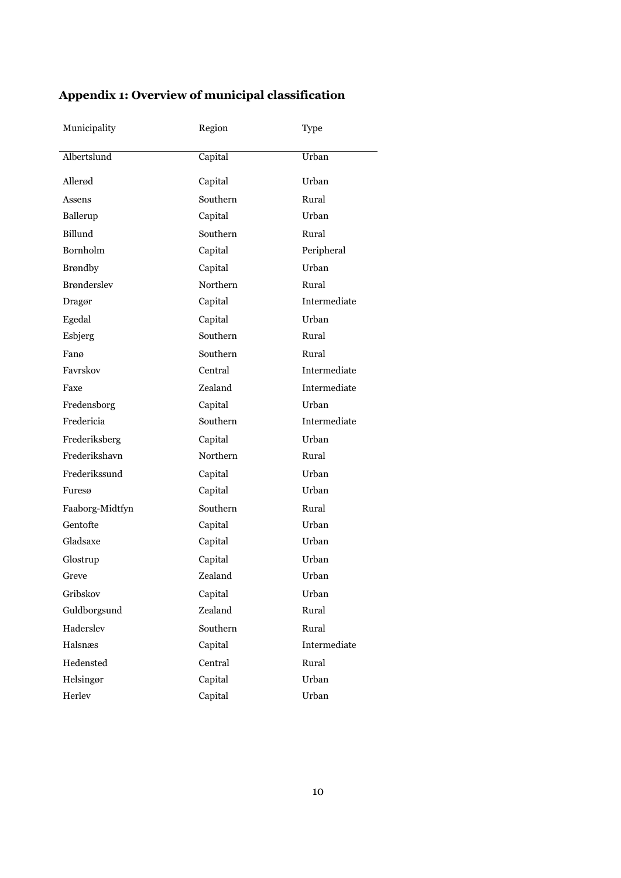## Appendix 1: Overview of municipal classification

| Municipality | Region | Type |
|---|---|---|
| Albertslund | Capital | Urban |
| Allerød | Capital | Urban |
| Assens | Southern | Rural |
| Ballerup | Capital | Urban |
| Billund | Southern | Rural |
| Bornholm | Capital | Peripheral |
| Brøndby | Capital | Urban |
| Brønderslev | Northern | Rural |
| Dragør | Capital | Intermediate |
| Egedal | Capital | Urban |
| Esbjerg | Southern | Rural |
| Fanø | Southern | Rural |
| Favrskov | Central | Intermediate |
| Faxe | Zealand | Intermediate |
| Fredensborg | Capital | Urban |
| Fredericia | Southern | Intermediate |
| Frederiksberg | Capital | Urban |
| Frederikshavn | Northern | Rural |
| Frederikssund | Capital | Urban |
| Furesø | Capital | Urban |
| Faaborg-Midtfyn | Southern | Rural |
| Gentofte | Capital | Urban |
| Gladsaxe | Capital | Urban |
| Glostrup | Capital | Urban |
| Greve | Zealand | Urban |
| Gribskov | Capital | Urban |
| Guldborgsund | Zealand | Rural |
| Haderslev | Southern | Rural |
| Halsnæs | Capital | Intermediate |
| Hedensted | Central | Rural |
| Helsingør | Capital | Urban |
| Herlev | Capital | Urban |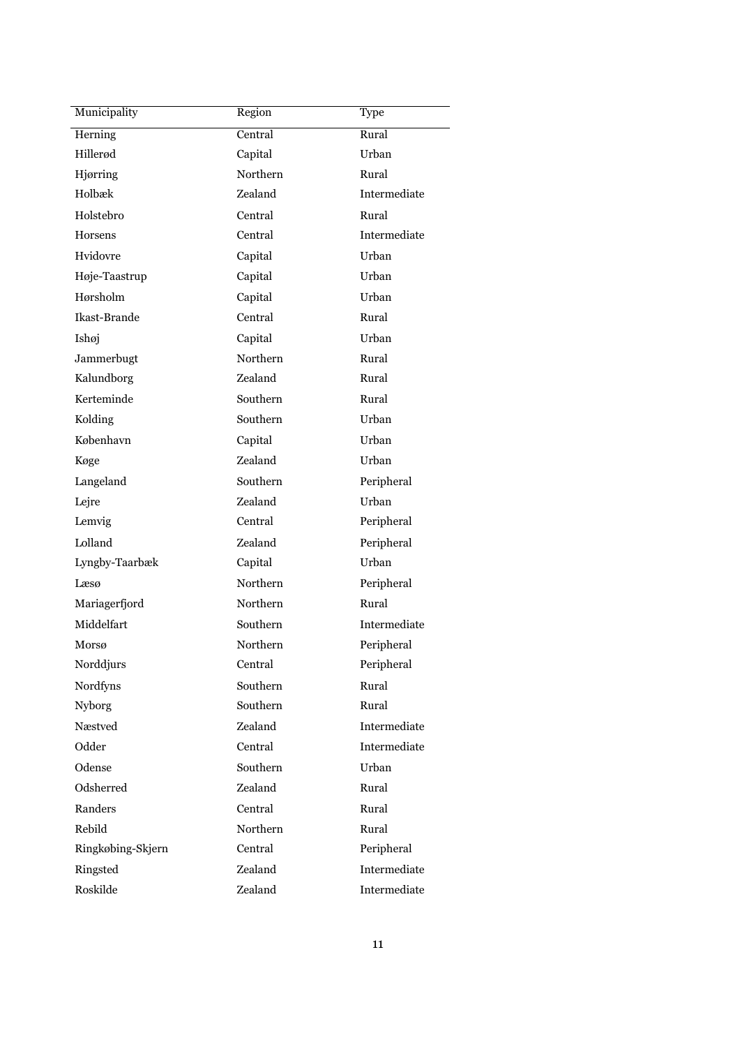| Municipality | Region | Type |
|---|---|---|
| Herning | Central | Rural |
| Hillerød | Capital | Urban |
| Hjørring | Northern | Rural |
| Holbæk | Zealand | Intermediate |
| Holstebro | Central | Rural |
| Horsens | Central | Intermediate |
| Hvidovre | Capital | Urban |
| Høje-Taastrup | Capital | Urban |
| Hørsholm | Capital | Urban |
| Ikast-Brande | Central | Rural |
| Ishøj | Capital | Urban |
| Jammerbugt | Northern | Rural |
| Kalundborg | Zealand | Rural |
| Kerteminde | Southern | Rural |
| Kolding | Southern | Urban |
| København | Capital | Urban |
| Køge | Zealand | Urban |
| Langeland | Southern | Peripheral |
| Lejre | Zealand | Urban |
| Lemvig | Central | Peripheral |
| Lolland | Zealand | Peripheral |
| Lyngby-Taarbæk | Capital | Urban |
| Læsø | Northern | Peripheral |
| Mariagerfjord | Northern | Rural |
| Middelfart | Southern | Intermediate |
| Morsø | Northern | Peripheral |
| Norddjurs | Central | Peripheral |
| Nordfyns | Southern | Rural |
| Nyborg | Southern | Rural |
| Næstved | Zealand | Intermediate |
| Odder | Central | Intermediate |
| Odense | Southern | Urban |
| Odsherred | Zealand | Rural |
| Randers | Central | Rural |
| Rebild | Northern | Rural |
| Ringkøbing-Skjern | Central | Peripheral |
| Ringsted | Zealand | Intermediate |
| Roskilde | Zealand | Intermediate |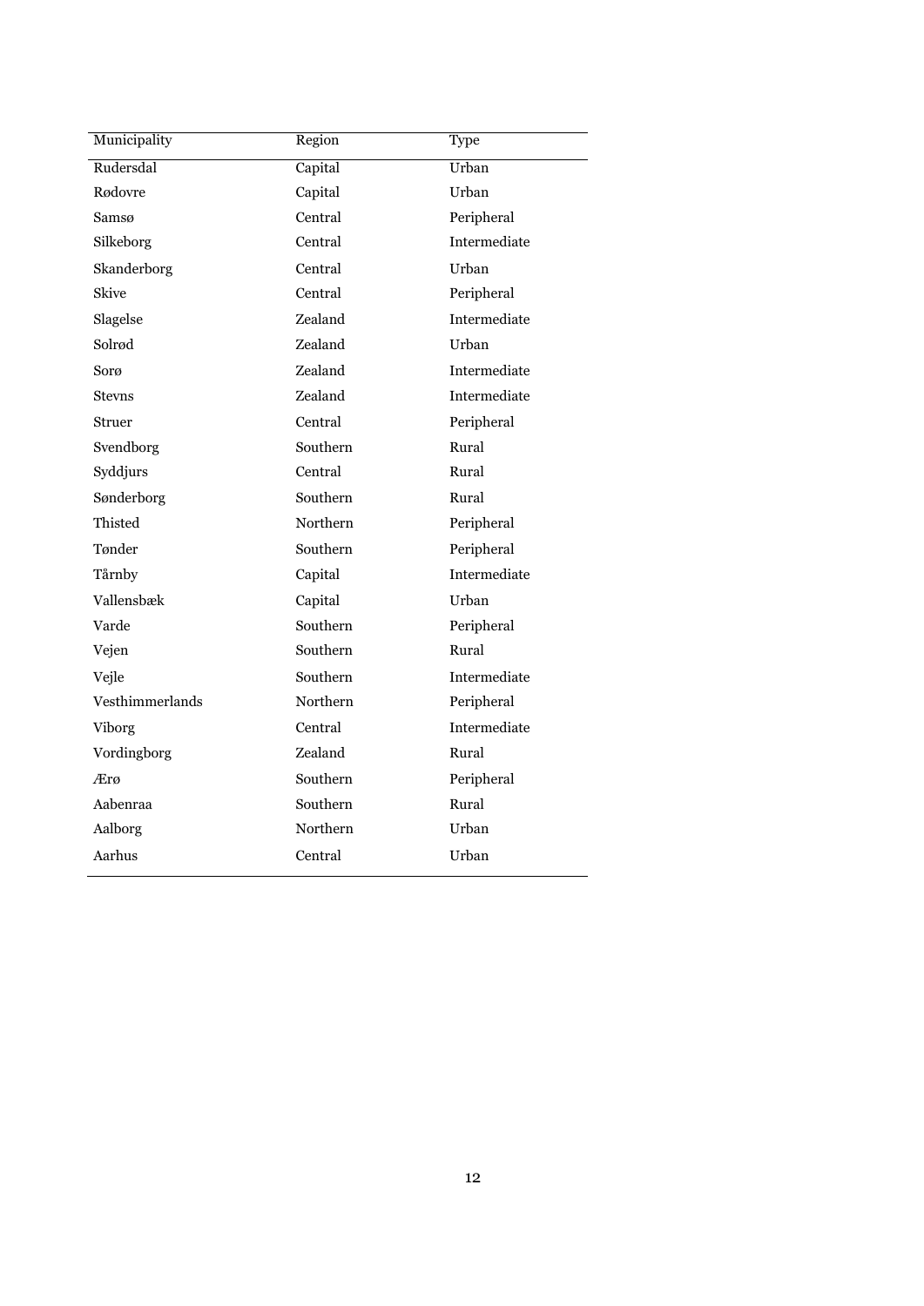| Municipality | Region | Type |
|---|---|---|
| Rudersdal | Capital | Urban |
| Rødovre | Capital | Urban |
| Samsø | Central | Peripheral |
| Silkeborg | Central | Intermediate |
| Skanderborg | Central | Urban |
| Skive | Central | Peripheral |
| Slagelse | Zealand | Intermediate |
| Solrød | Zealand | Urban |
| Sorø | Zealand | Intermediate |
| Stevns | Zealand | Intermediate |
| Struer | Central | Peripheral |
| Svendborg | Southern | Rural |
| Syddjurs | Central | Rural |
| Sønderborg | Southern | Rural |
| Thisted | Northern | Peripheral |
| Tønder | Southern | Peripheral |
| Tårnby | Capital | Intermediate |
| Vallensbæk | Capital | Urban |
| Varde | Southern | Peripheral |
| Vejen | Southern | Rural |
| Vejle | Southern | Intermediate |
| Vesthimmerlands | Northern | Peripheral |
| Viborg | Central | Intermediate |
| Vordingborg | Zealand | Rural |
| Ærø | Southern | Peripheral |
| Aabenraa | Southern | Rural |
| Aalborg | Northern | Urban |
| Aarhus | Central | Urban |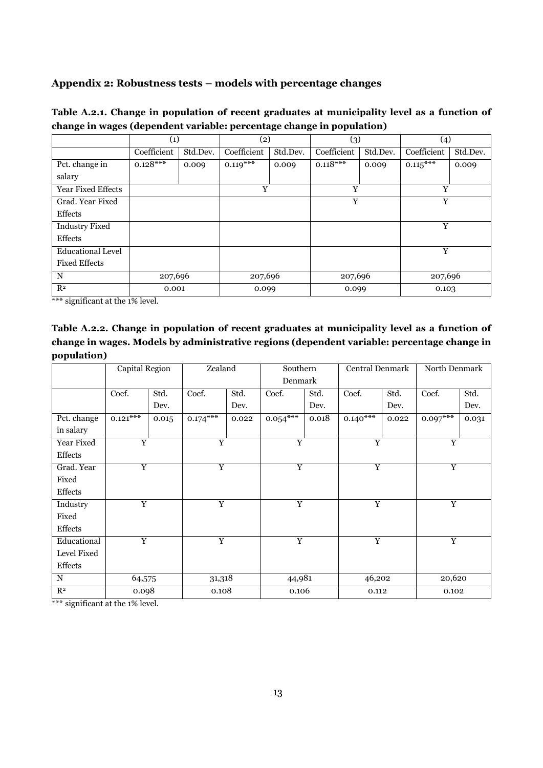## Appendix 2: Robustness tests – models with percentage changes

**Table A.2.1. Change in population of recent graduates at municipality level as a function of change in wages (dependent variable: percentage change in population)**

| | (1) | | (2) | | (3) | | (4) | |
|---|---|---|---|---|---|---|---|---|
| | Coefficient | Std.Dev. | Coefficient | Std.Dev. | Coefficient | Std.Dev. | Coefficient | Std.Dev. |
| Pct. change in salary | 0.128*** | 0.009 | 0.119*** | 0.009 | 0.118*** | 0.009 | 0.115*** | 0.009 |
| Year Fixed Effects | | | Y | | Y | | Y | |
| Grad. Year Fixed Effects | | | | | Y | | Y | |
| Industry Fixed Effects | | | | | | | Y | |
| Educational Level Fixed Effects | | | | | | | Y | |
| N | 207,696 | | 207,696 | | 207,696 | | 207,696 | |
| $R^2$ | 0.001 | | 0.099 | | 0.099 | | 0.103 | |

*** significant at the 1% level.

**Table A.2.2. Change in population of recent graduates at municipality level as a function of change in wages. Models by administrative regions (dependent variable: percentage change in population)**

| | Capital Region | | Zealand | | Southern Denmark | | Central Denmark | | North Denmark | |
|---|---|---|---|---|---|---|---|---|---|---|
| | Coef. | Std. Dev. | Coef. | Std. Dev. | Coef. | Std. Dev. | Coef. | Std. Dev. | Coef. | Std. Dev. |
| Pct. change in salary | 0.121*** | 0.015 | 0.174*** | 0.022 | 0.054*** | 0.018 | 0.140*** | 0.022 | 0.097*** | 0.031 |
| Year Fixed Effects | Y | | Y | | Y | | Y | | Y | |
| Grad. Year Fixed Effects | Y | | Y | | Y | | Y | | Y | |
| Industry Fixed Effects | Y | | Y | | Y | | Y | | Y | |
| Educational Level Fixed Effects | Y | | Y | | Y | | Y | | Y | |
| N | 64,575 | | 31,318 | | 44,981 | | 46,202 | | 20,620 | |
| $R^2$ | 0.098 | | 0.108 | | 0.106 | | 0.112 | | 0.102 | |

*** significant at the 1% level.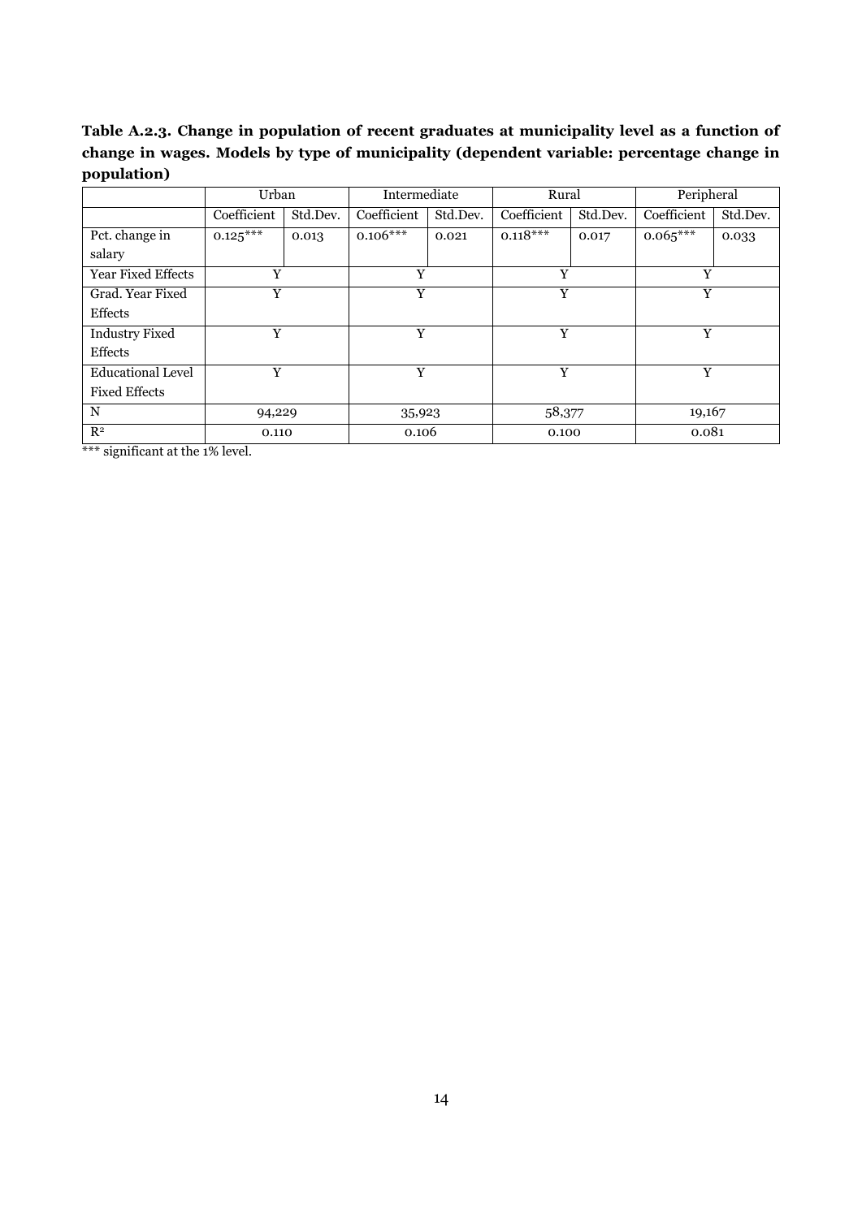**Table A.2.3. Change in population of recent graduates at municipality level as a function of change in wages. Models by type of municipality (dependent variable: percentage change in population)**

| | Urban | | Intermediate | | Rural | | Peripheral | |
|---|---|---|---|---|---|---|---|---|
| | Coefficient | Std.Dev. | Coefficient | Std.Dev. | Coefficient | Std.Dev. | Coefficient | Std.Dev. |
| Pct. change in salary | 0.125*** | 0.013 | 0.106*** | 0.021 | 0.118*** | 0.017 | 0.065*** | 0.033 |
| Year Fixed Effects | Y | | Y | | Y | | Y | |
| Grad. Year Fixed Effects | Y | | Y | | Y | | Y | |
| Industry Fixed Effects | Y | | Y | | Y | | Y | |
| Educational Level Fixed Effects | Y | | Y | | Y | | Y | |
| N | 94,229 | | 35,923 | | 58,377 | | 19,167 | |
| $R^2$ | 0.110 | | 0.106 | | 0.100 | | 0.081 | |

*** significant at the 1% level.